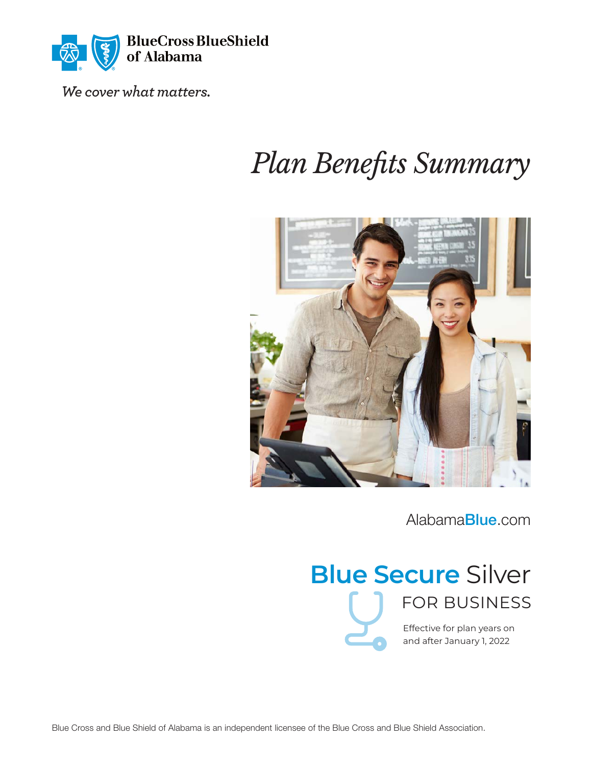BlueCross BlueShield of Alabama

*We cover what matters.*

# *Plan Benefits Summary*

AlabamaBlue.com

## Blue Secure Silver

### FOR BUSINESS

Effective for plan years on and after January 1, 2022

Blue Cross and Blue Shield of Alabama is an independent licensee of the Blue Cross and Blue Shield Association.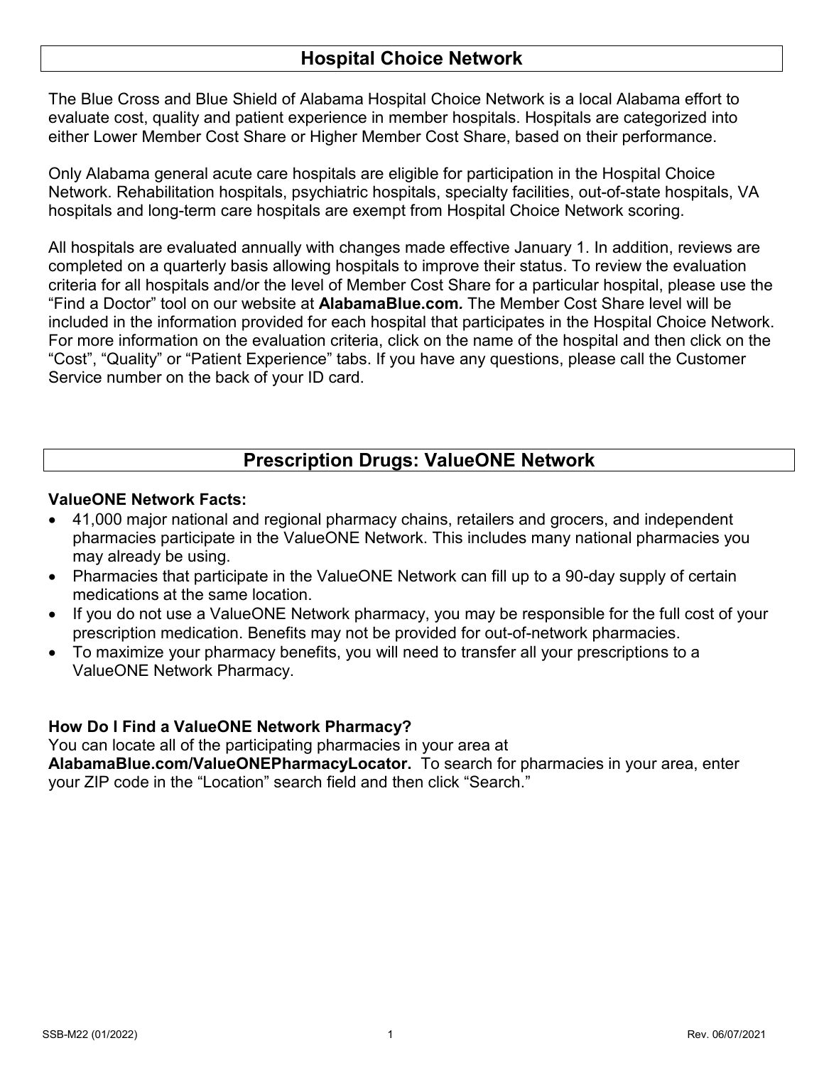## Hospital Choice Network

The Blue Cross and Blue Shield of Alabama Hospital Choice Network is a local Alabama effort to evaluate cost, quality and patient experience in member hospitals. Hospitals are categorized into either Lower Member Cost Share or Higher Member Cost Share, based on their performance.

Only Alabama general acute care hospitals are eligible for participation in the Hospital Choice Network. Rehabilitation hospitals, psychiatric hospitals, specialty facilities, out-of-state hospitals, VA hospitals and long-term care hospitals are exempt from Hospital Choice Network scoring.

All hospitals are evaluated annually with changes made effective January 1. In addition, reviews are completed on a quarterly basis allowing hospitals to improve their status. To review the evaluation criteria for all hospitals and/or the level of Member Cost Share for a particular hospital, please use the "Find a Doctor" tool on our website at **AlabamaBlue.com.** The Member Cost Share level will be included in the information provided for each hospital that participates in the Hospital Choice Network. For more information on the evaluation criteria, click on the name of the hospital and then click on the "Cost", "Quality" or "Patient Experience" tabs. If you have any questions, please call the Customer Service number on the back of your ID card.

## Prescription Drugs: ValueONE Network

**ValueONE Network Facts:**

- 41,000 major national and regional pharmacy chains, retailers and grocers, and independent pharmacies participate in the ValueONE Network. This includes many national pharmacies you may already be using.
- Pharmacies that participate in the ValueONE Network can fill up to a 90-day supply of certain medications at the same location.
- If you do not use a ValueONE Network pharmacy, you may be responsible for the full cost of your prescription medication. Benefits may not be provided for out-of-network pharmacies.
- To maximize your pharmacy benefits, you will need to transfer all your prescriptions to a ValueONE Network Pharmacy.

**How Do I Find a ValueONE Network Pharmacy?**

You can locate all of the participating pharmacies in your area at **AlabamaBlue.com/ValueONEPharmacyLocator.** To search for pharmacies in your area, enter your ZIP code in the "Location" search field and then click "Search."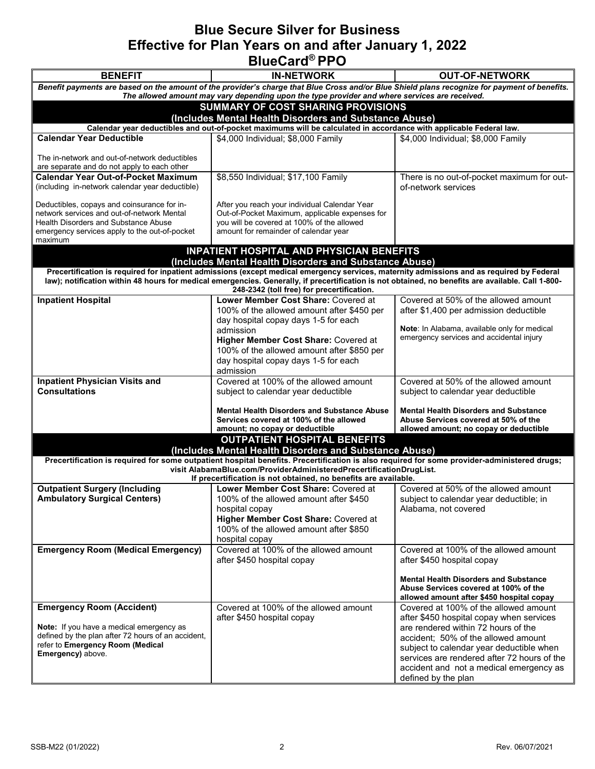# Blue Secure Silver for Business
## Effective for Plan Years on and after January 1, 2022
## BlueCard® PPO

| BENEFIT | IN-NETWORK | OUT-OF-NETWORK |
|---|---|---|
| ***Benefit payments are based on the amount of the provider's charge that Blue Cross and/or Blue Shield plans recognize for payment of benefits. The allowed amount may vary depending upon the type provider and where services are received.*** | | |
| **SUMMARY OF COST SHARING PROVISIONS (Includes Mental Health Disorders and Substance Abuse)** | | |
| **Calendar year deductibles and out-of-pocket maximums will be calculated in accordance with applicable Federal law.** | | |
| **Calendar Year Deductible**<br><br>The in-network and out-of-network deductibles are separate and do not apply to each other | \$4,000 Individual; \$8,000 Family | \$4,000 Individual; \$8,000 Family |
| **Calendar Year Out-of-Pocket Maximum** (including in-network calendar year deductible)<br><br>Deductibles, copays and coinsurance for in-network services and out-of-network Mental Health Disorders and Substance Abuse emergency services apply to the out-of-pocket maximum | \$8,550 Individual; \$17,100 Family<br><br>After you reach your individual Calendar Year Out-of-Pocket Maximum, applicable expenses for you will be covered at 100% of the allowed amount for remainder of calendar year | There is no out-of-pocket maximum for out-of-network services |
| **INPATIENT HOSPITAL AND PHYSICIAN BENEFITS (Includes Mental Health Disorders and Substance Abuse)** | | |
| **Precertification is required for inpatient admissions (except medical emergency services, maternity admissions and as required by Federal law); notification within 48 hours for medical emergencies. Generally, if precertification is not obtained, no benefits are available. Call 1-800-248-2342 (toll free) for precertification.** | | |
| **Inpatient Hospital** | **Lower Member Cost Share:** Covered at 100% of the allowed amount after \$450 per day hospital copay days 1-5 for each admission<br>**Higher Member Cost Share:** Covered at 100% of the allowed amount after \$850 per day hospital copay days 1-5 for each admission | Covered at 50% of the allowed amount after \$1,400 per admission deductible<br><br>**Note**: In Alabama, available only for medical emergency services and accidental injury |
| **Inpatient Physician Visits and Consultations** | Covered at 100% of the allowed amount subject to calendar year deductible<br><br>**Mental Health Disorders and Substance Abuse Services covered at 100% of the allowed amount; no copay or deductible** | Covered at 50% of the allowed amount subject to calendar year deductible<br><br>**Mental Health Disorders and Substance Abuse Services covered at 50% of the allowed amount; no copay or deductible** |
| **OUTPATIENT HOSPITAL BENEFITS (Includes Mental Health Disorders and Substance Abuse)** | | |
| **Precertification is required for some outpatient hospital benefits. Precertification is also required for some provider-administered drugs; visit AlabamaBlue.com/ProviderAdministeredPrecertificationDrugList. If precertification is not obtained, no benefits are available.** | | |
| **Outpatient Surgery (Including Ambulatory Surgical Centers)** | **Lower Member Cost Share:** Covered at 100% of the allowed amount after \$450 hospital copay<br>**Higher Member Cost Share:** Covered at 100% of the allowed amount after \$850 hospital copay | Covered at 50% of the allowed amount subject to calendar year deductible; in Alabama, not covered |
| **Emergency Room (Medical Emergency)** | Covered at 100% of the allowed amount after \$450 hospital copay | Covered at 100% of the allowed amount after \$450 hospital copay<br><br>**Mental Health Disorders and Substance Abuse Services covered at 100% of the allowed amount after \$450 hospital copay** |
| **Emergency Room (Accident)**<br><br>**Note:** If you have a medical emergency as defined by the plan after 72 hours of an accident, refer to **Emergency Room (Medical Emergency)** above. | Covered at 100% of the allowed amount after \$450 hospital copay | Covered at 100% of the allowed amount after \$450 hospital copay when services are rendered within 72 hours of the accident; 50% of the allowed amount subject to calendar year deductible when services are rendered after 72 hours of the accident and not a medical emergency as defined by the plan |

SSB-M22 (01/2022) Rev. 06/07/2021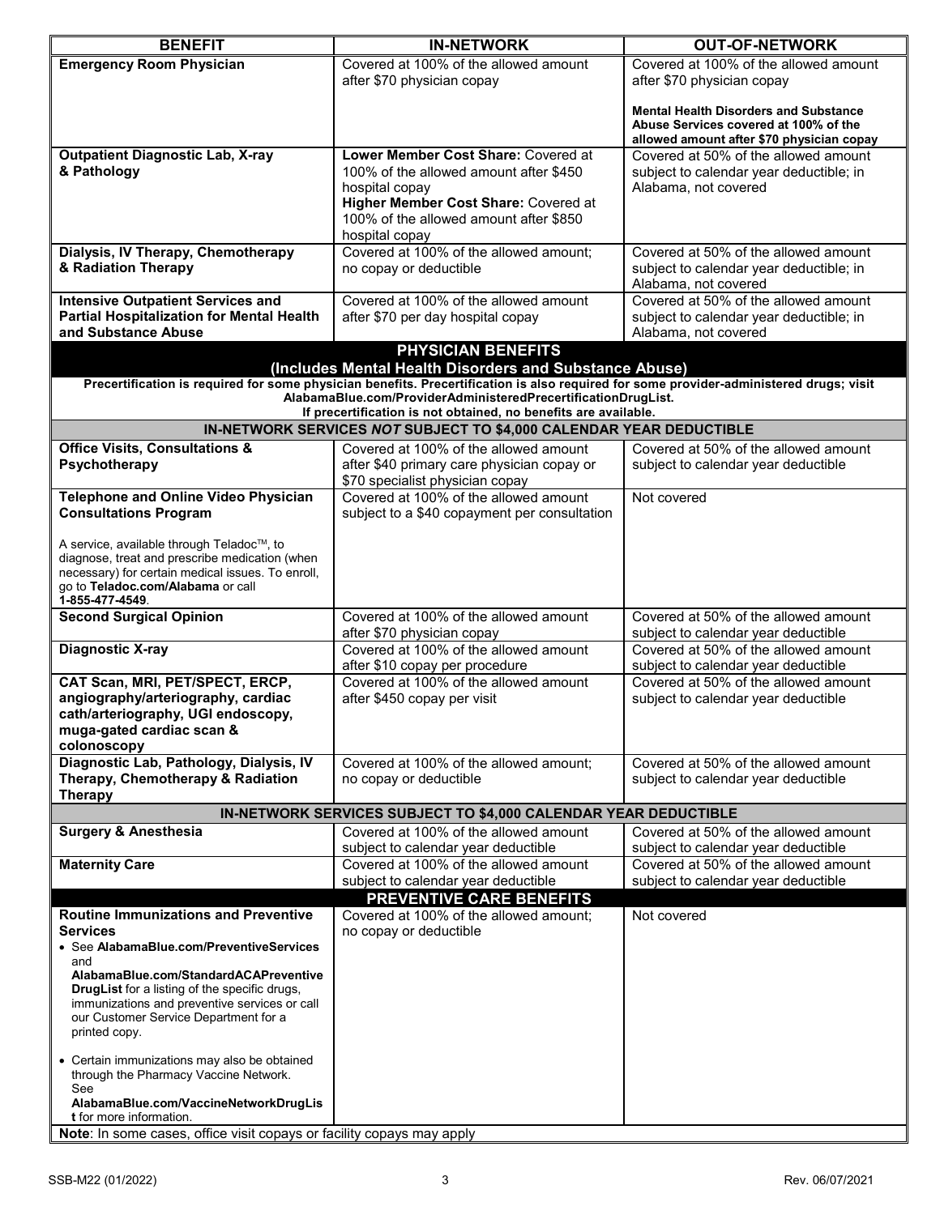| BENEFIT | IN-NETWORK | OUT-OF-NETWORK |
|---|---|---|
| **Emergency Room Physician** | Covered at 100% of the allowed amount after $70 physician copay | Covered at 100% of the allowed amount after $70 physician copay<br><br>**Mental Health Disorders and Substance Abuse Services covered at 100% of the allowed amount after $70 physician copay** |
| **Outpatient Diagnostic Lab, X-ray & Pathology** | **Lower Member Cost Share:** Covered at 100% of the allowed amount after $450 hospital copay<br>**Higher Member Cost Share:** Covered at 100% of the allowed amount after $850 hospital copay | Covered at 50% of the allowed amount subject to calendar year deductible; in Alabama, not covered |
| **Dialysis, IV Therapy, Chemotherapy & Radiation Therapy** | Covered at 100% of the allowed amount; no copay or deductible | Covered at 50% of the allowed amount subject to calendar year deductible; in Alabama, not covered |
| **Intensive Outpatient Services and Partial Hospitalization for Mental Health and Substance Abuse** | Covered at 100% of the allowed amount after $70 per day hospital copay | Covered at 50% of the allowed amount subject to calendar year deductible; in Alabama, not covered |
| **PHYSICIAN BENEFITS (Includes Mental Health Disorders and Substance Abuse)** | | |
| **Precertification is required for some physician benefits. Precertification is also required for some provider-administered drugs; visit AlabamaBlue.com/ProviderAdministeredPrecertificationDrugList. If precertification is not obtained, no benefits are available.** | | |
| **IN-NETWORK SERVICES *NOT* SUBJECT TO $4,000 CALENDAR YEAR DEDUCTIBLE** | | |
| **Office Visits, Consultations & Psychotherapy** | Covered at 100% of the allowed amount after $40 primary care physician copay or $70 specialist physician copay | Covered at 50% of the allowed amount subject to calendar year deductible |
| **Telephone and Online Video Physician Consultations Program**<br><br>A service, available through Teladoc™, to diagnose, treat and prescribe medication (when necessary) for certain medical issues. To enroll, go to **Teladoc.com/Alabama** or call **1-855-477-4549**. | Covered at 100% of the allowed amount subject to a $40 copayment per consultation | Not covered |
| **Second Surgical Opinion** | Covered at 100% of the allowed amount after $70 physician copay | Covered at 50% of the allowed amount subject to calendar year deductible |
| **Diagnostic X-ray** | Covered at 100% of the allowed amount after $10 copay per procedure | Covered at 50% of the allowed amount subject to calendar year deductible |
| **CAT Scan, MRI, PET/SPECT, ERCP, angiography/arteriography, cardiac cath/arteriography, UGI endoscopy, muga-gated cardiac scan & colonoscopy** | Covered at 100% of the allowed amount after $450 copay per visit | Covered at 50% of the allowed amount subject to calendar year deductible |
| **Diagnostic Lab, Pathology, Dialysis, IV Therapy, Chemotherapy & Radiation Therapy** | Covered at 100% of the allowed amount; no copay or deductible | Covered at 50% of the allowed amount subject to calendar year deductible |
| **IN-NETWORK SERVICES SUBJECT TO $4,000 CALENDAR YEAR DEDUCTIBLE** | | |
| **Surgery & Anesthesia** | Covered at 100% of the allowed amount subject to calendar year deductible | Covered at 50% of the allowed amount subject to calendar year deductible |
| **Maternity Care** | Covered at 100% of the allowed amount subject to calendar year deductible | Covered at 50% of the allowed amount subject to calendar year deductible |
| **PREVENTIVE CARE BENEFITS** | | |
| **Routine Immunizations and Preventive Services**<br>• See **AlabamaBlue.com/PreventiveServices** and **AlabamaBlue.com/StandardACAPreventiveDrugList** for a listing of the specific drugs, immunizations and preventive services or call our Customer Service Department for a printed copy.<br><br>• Certain immunizations may also be obtained through the Pharmacy Vaccine Network. See **AlabamaBlue.com/VaccineNetworkDrugList** for more information. | Covered at 100% of the allowed amount; no copay or deductible | Not covered |
| **Note**: In some cases, office visit copays or facility copays may apply | | |

SSB-M22 (01/2022) Rev. 06/07/2021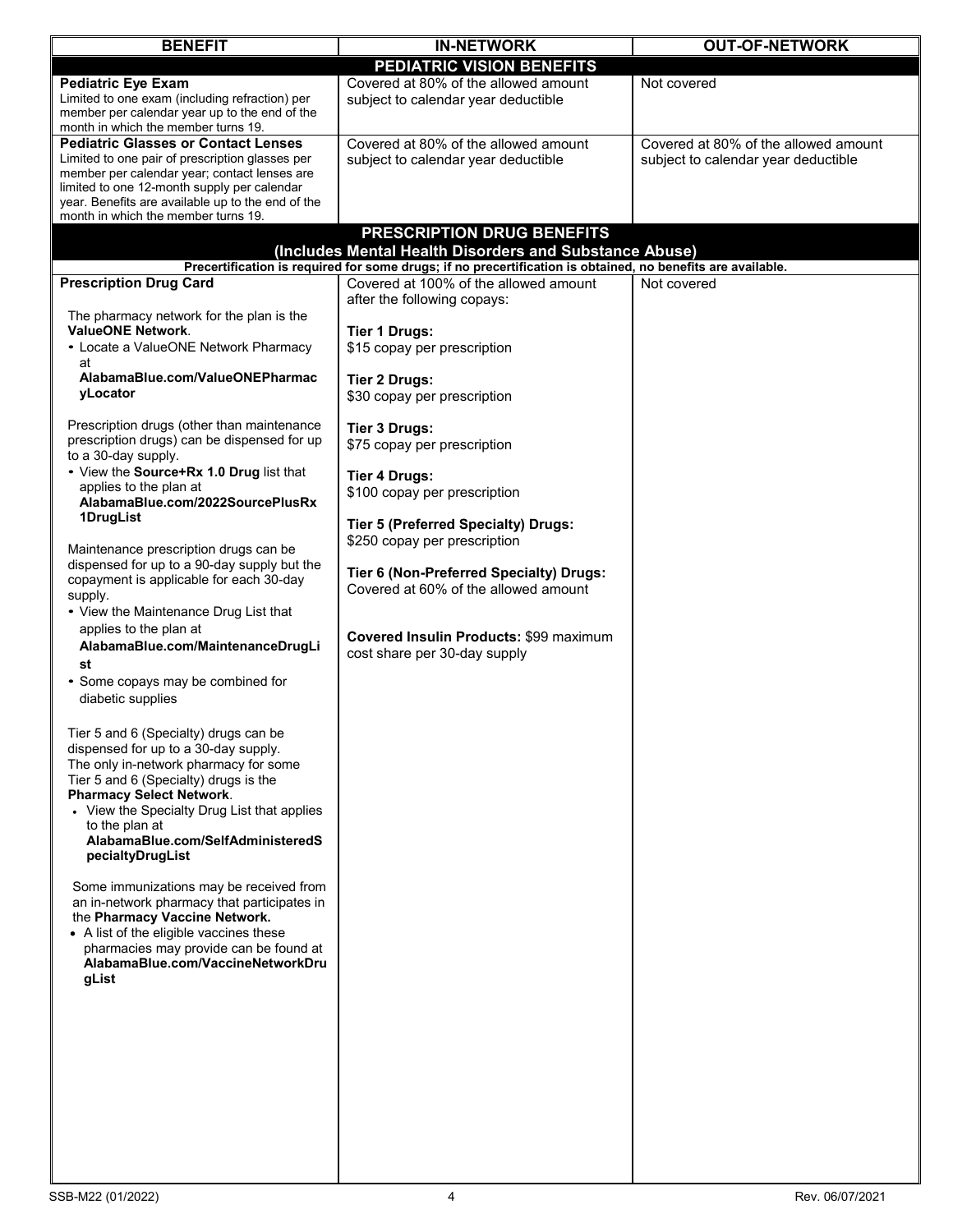| BENEFIT | IN-NETWORK | OUT-OF-NETWORK |
|---|---|---|
| **PEDIATRIC VISION BENEFITS** | | |
| **Pediatric Eye Exam**<br>Limited to one exam (including refraction) per member per calendar year up to the end of the month in which the member turns 19. | Covered at 80% of the allowed amount subject to calendar year deductible | Not covered |
| **Pediatric Glasses or Contact Lenses**<br>Limited to one pair of prescription glasses per member per calendar year; contact lenses are limited to one 12-month supply per calendar year. Benefits are available up to the end of the month in which the member turns 19. | Covered at 80% of the allowed amount subject to calendar year deductible | Covered at 80% of the allowed amount subject to calendar year deductible |
| **PRESCRIPTION DRUG BENEFITS (Includes Mental Health Disorders and Substance Abuse)** | | |
| **Precertification is required for some drugs; if no precertification is obtained, no benefits are available.** | | |
| **Prescription Drug Card**<br><br>The pharmacy network for the plan is the **ValueONE Network**.<br>• Locate a ValueONE Network Pharmacy at **AlabamaBlue.com/ValueONEPharmacyLocator**<br><br>Prescription drugs (other than maintenance prescription drugs) can be dispensed for up to a 30-day supply.<br>• View the **Source+Rx 1.0 Drug** list that applies to the plan at **AlabamaBlue.com/2022SourcePlusRx1DrugList**<br><br>Maintenance prescription drugs can be dispensed for up to a 90-day supply but the copayment is applicable for each 30-day supply.<br>• View the Maintenance Drug List that applies to the plan at **AlabamaBlue.com/MaintenanceDrugList**<br>• Some copays may be combined for diabetic supplies<br><br>Tier 5 and 6 (Specialty) drugs can be dispensed for up to a 30-day supply.<br>The only in-network pharmacy for some Tier 5 and 6 (Specialty) drugs is the **Pharmacy Select Network**.<br>• View the Specialty Drug List that applies to the plan at **AlabamaBlue.com/SelfAdministeredSpecialtyDrugList**<br><br>Some immunizations may be received from an in-network pharmacy that participates in the **Pharmacy Vaccine Network.**<br>• A list of the eligible vaccines these pharmacies may provide can be found at **AlabamaBlue.com/VaccineNetworkDrugList** | Covered at 100% of the allowed amount after the following copays:<br><br>**Tier 1 Drugs:**<br>$15 copay per prescription<br><br>**Tier 2 Drugs:**<br>$30 copay per prescription<br><br>**Tier 3 Drugs:**<br>$75 copay per prescription<br><br>**Tier 4 Drugs:**<br>$100 copay per prescription<br><br>**Tier 5 (Preferred Specialty) Drugs:**<br>$250 copay per prescription<br><br>**Tier 6 (Non-Preferred Specialty) Drugs:**<br>Covered at 60% of the allowed amount<br><br>**Covered Insulin Products:** $99 maximum cost share per 30-day supply | Not covered |

SSB-M22 (01/2022) Rev. 06/07/2021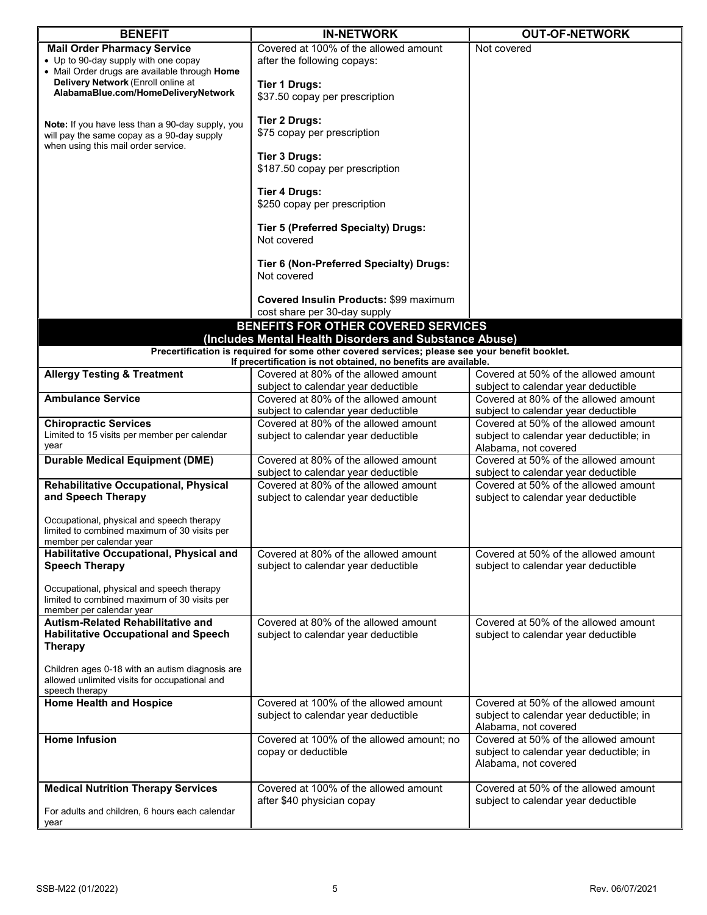| BENEFIT | IN-NETWORK | OUT-OF-NETWORK |
|---|---|---|
| **Mail Order Pharmacy Service**<br>• Up to 90-day supply with one copay<br>• Mail Order drugs are available through **Home Delivery Network** (Enroll online at **AlabamaBlue.com/HomeDeliveryNetwork**<br><br>**Note:** If you have less than a 90-day supply, you will pay the same copay as a 90-day supply when using this mail order service. | Covered at 100% of the allowed amount after the following copays:<br><br>**Tier 1 Drugs:**<br>$37.50 copay per prescription<br><br>**Tier 2 Drugs:**<br>$75 copay per prescription<br><br>**Tier 3 Drugs:**<br>$187.50 copay per prescription<br><br>**Tier 4 Drugs:**<br>$250 copay per prescription<br><br>**Tier 5 (Preferred Specialty) Drugs:**<br>Not covered<br><br>**Tier 6 (Non-Preferred Specialty) Drugs:**<br>Not covered<br><br>**Covered Insulin Products:** $99 maximum cost share per 30-day supply | Not covered |
| **BENEFITS FOR OTHER COVERED SERVICES (Includes Mental Health Disorders and Substance Abuse)** | | |
| **Precertification is required for some other covered services; please see your benefit booklet. If precertification is not obtained, no benefits are available.** | | |
| **Allergy Testing & Treatment** | Covered at 80% of the allowed amount subject to calendar year deductible | Covered at 50% of the allowed amount subject to calendar year deductible |
| **Ambulance Service** | Covered at 80% of the allowed amount subject to calendar year deductible | Covered at 80% of the allowed amount subject to calendar year deductible |
| **Chiropractic Services**<br>Limited to 15 visits per member per calendar year | Covered at 80% of the allowed amount subject to calendar year deductible | Covered at 50% of the allowed amount subject to calendar year deductible; in Alabama, not covered |
| **Durable Medical Equipment (DME)** | Covered at 80% of the allowed amount subject to calendar year deductible | Covered at 50% of the allowed amount subject to calendar year deductible |
| **Rehabilitative Occupational, Physical and Speech Therapy**<br><br>Occupational, physical and speech therapy limited to combined maximum of 30 visits per member per calendar year | Covered at 80% of the allowed amount subject to calendar year deductible | Covered at 50% of the allowed amount subject to calendar year deductible |
| **Habilitative Occupational, Physical and Speech Therapy**<br><br>Occupational, physical and speech therapy limited to combined maximum of 30 visits per member per calendar year | Covered at 80% of the allowed amount subject to calendar year deductible | Covered at 50% of the allowed amount subject to calendar year deductible |
| **Autism-Related Rehabilitative and Habilitative Occupational and Speech Therapy**<br><br>Children ages 0-18 with an autism diagnosis are allowed unlimited visits for occupational and speech therapy | Covered at 80% of the allowed amount subject to calendar year deductible | Covered at 50% of the allowed amount subject to calendar year deductible |
| **Home Health and Hospice** | Covered at 100% of the allowed amount subject to calendar year deductible | Covered at 50% of the allowed amount subject to calendar year deductible; in Alabama, not covered |
| **Home Infusion** | Covered at 100% of the allowed amount; no copay or deductible | Covered at 50% of the allowed amount subject to calendar year deductible; in Alabama, not covered |
| **Medical Nutrition Therapy Services**<br><br>For adults and children, 6 hours each calendar year | Covered at 100% of the allowed amount after $40 physician copay | Covered at 50% of the allowed amount subject to calendar year deductible |

SSB-M22 (01/2022) Rev. 06/07/2021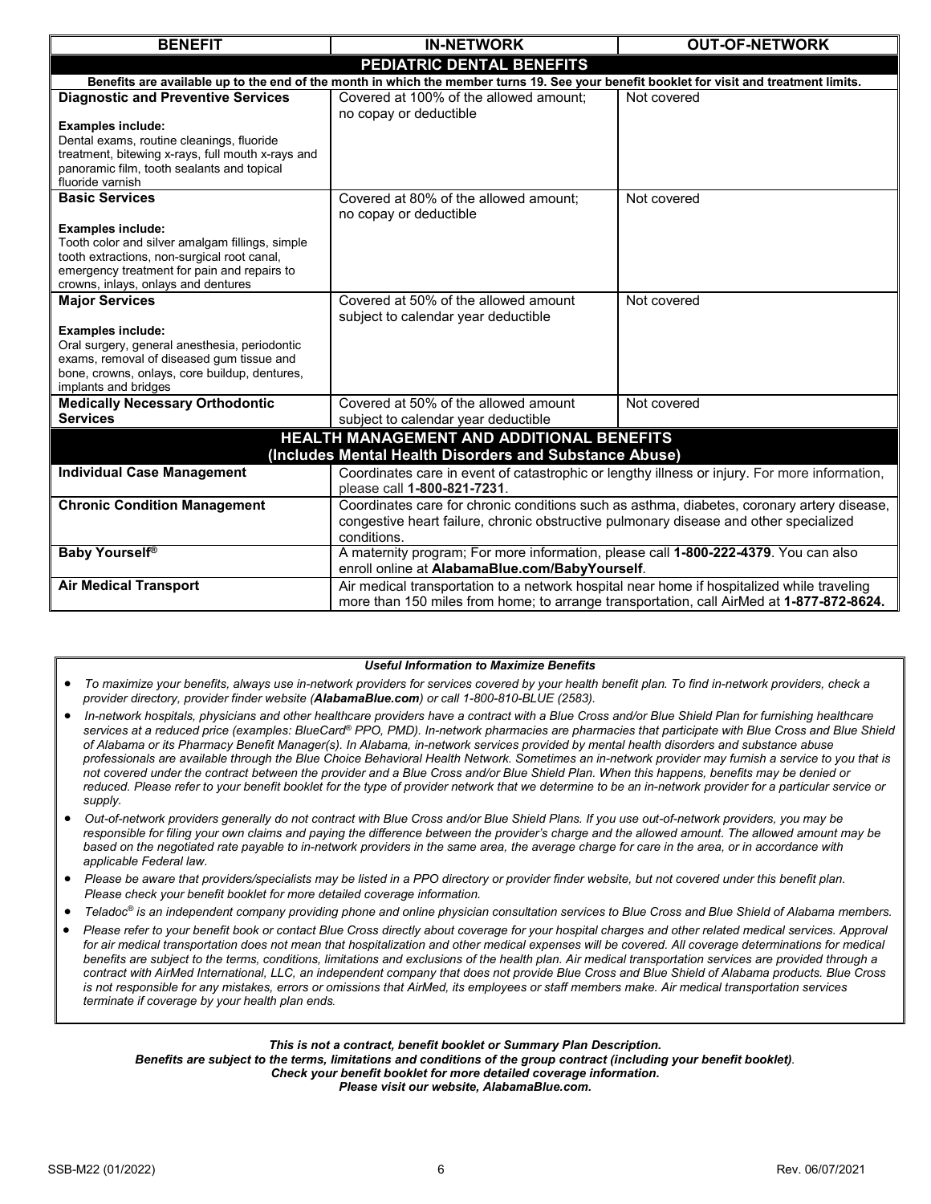| BENEFIT | IN-NETWORK | OUT-OF-NETWORK |
|---|---|---|
| **PEDIATRIC DENTAL BENEFITS** | | |
| **Benefits are available up to the end of the month in which the member turns 19. See your benefit booklet for visit and treatment limits.** | | |
| **Diagnostic and Preventive Services**<br><br>**Examples include:**<br>Dental exams, routine cleanings, fluoride treatment, bitewing x-rays, full mouth x-rays and panoramic film, tooth sealants and topical fluoride varnish | Covered at 100% of the allowed amount; no copay or deductible | Not covered |
| **Basic Services**<br><br>**Examples include:**<br>Tooth color and silver amalgam fillings, simple tooth extractions, non-surgical root canal, emergency treatment for pain and repairs to crowns, inlays, onlays and dentures | Covered at 80% of the allowed amount; no copay or deductible | Not covered |
| **Major Services**<br><br>**Examples include:**<br>Oral surgery, general anesthesia, periodontic exams, removal of diseased gum tissue and bone, crowns, onlays, core buildup, dentures, implants and bridges | Covered at 50% of the allowed amount subject to calendar year deductible | Not covered |
| **Medically Necessary Orthodontic Services** | Covered at 50% of the allowed amount subject to calendar year deductible | Not covered |
| **HEALTH MANAGEMENT AND ADDITIONAL BENEFITS (Includes Mental Health Disorders and Substance Abuse)** | | |
| **Individual Case Management** | Coordinates care in event of catastrophic or lengthy illness or injury. For more information, please call **1-800-821-7231**. | |
| **Chronic Condition Management** | Coordinates care for chronic conditions such as asthma, diabetes, coronary artery disease, congestive heart failure, chronic obstructive pulmonary disease and other specialized conditions. | |
| **Baby Yourself®** | A maternity program; For more information, please call **1-800-222-4379**. You can also enroll online at **AlabamaBlue.com/BabyYourself**. | |
| **Air Medical Transport** | Air medical transportation to a network hospital near home if hospitalized while traveling more than 150 miles from home; to arrange transportation, call AirMed at **1-877-872-8624.** | |

***Useful Information to Maximize Benefits***

- *To maximize your benefits, always use in-network providers for services covered by your health benefit plan. To find in-network providers, check a provider directory, provider finder website (**AlabamaBlue.com**) or call 1-800-810-BLUE (2583).*
- *In-network hospitals, physicians and other healthcare providers have a contract with a Blue Cross and/or Blue Shield Plan for furnishing healthcare services at a reduced price (examples: BlueCard® PPO, PMD). In-network pharmacies are pharmacies that participate with Blue Cross and Blue Shield of Alabama or its Pharmacy Benefit Manager(s). In Alabama, in-network services provided by mental health disorders and substance abuse professionals are available through the Blue Choice Behavioral Health Network. Sometimes an in-network provider may furnish a service to you that is not covered under the contract between the provider and a Blue Cross and/or Blue Shield Plan. When this happens, benefits may be denied or reduced. Please refer to your benefit booklet for the type of provider network that we determine to be an in-network provider for a particular service or supply.*
- *Out-of-network providers generally do not contract with Blue Cross and/or Blue Shield Plans. If you use out-of-network providers, you may be responsible for filing your own claims and paying the difference between the provider's charge and the allowed amount. The allowed amount may be based on the negotiated rate payable to in-network providers in the same area, the average charge for care in the area, or in accordance with applicable Federal law.*
- *Please be aware that providers/specialists may be listed in a PPO directory or provider finder website, but not covered under this benefit plan. Please check your benefit booklet for more detailed coverage information.*
- *Teladoc® is an independent company providing phone and online physician consultation services to Blue Cross and Blue Shield of Alabama members.*
- *Please refer to your benefit book or contact Blue Cross directly about coverage for your hospital charges and other related medical services. Approval for air medical transportation does not mean that hospitalization and other medical expenses will be covered. All coverage determinations for medical benefits are subject to the terms, conditions, limitations and exclusions of the health plan. Air medical transportation services are provided through a contract with AirMed International, LLC, an independent company that does not provide Blue Cross and Blue Shield of Alabama products. Blue Cross is not responsible for any mistakes, errors or omissions that AirMed, its employees or staff members make. Air medical transportation services terminate if coverage by your health plan ends.*

***This is not a contract, benefit booklet or Summary Plan Description.***
***Benefits are subject to the terms, limitations and conditions of the group contract (including your benefit booklet).***
***Check your benefit booklet for more detailed coverage information.***
***Please visit our website, AlabamaBlue.com.***

SSB-M22 (01/2022) Rev. 06/07/2021